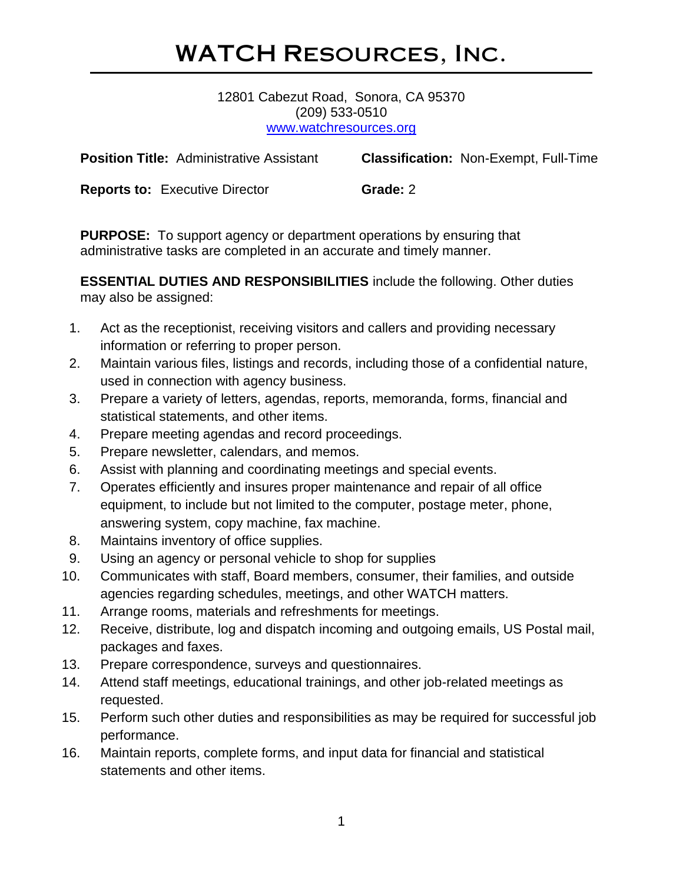# WATCH Resources, Inc.

12801 Cabezut Road, Sonora, CA 95370
(209) 533-0510
www.watchresources.org

**Position Title:** Administrative Assistant **Classification:** Non-Exempt, Full-Time

**Reports to:** Executive Director **Grade:** 2

**PURPOSE:** To support agency or department operations by ensuring that administrative tasks are completed in an accurate and timely manner.

**ESSENTIAL DUTIES AND RESPONSIBILITIES** include the following. Other duties may also be assigned:

1. Act as the receptionist, receiving visitors and callers and providing necessary information or referring to proper person.
2. Maintain various files, listings and records, including those of a confidential nature, used in connection with agency business.
3. Prepare a variety of letters, agendas, reports, memoranda, forms, financial and statistical statements, and other items.
4. Prepare meeting agendas and record proceedings.
5. Prepare newsletter, calendars, and memos.
6. Assist with planning and coordinating meetings and special events.
7. Operates efficiently and insures proper maintenance and repair of all office equipment, to include but not limited to the computer, postage meter, phone, answering system, copy machine, fax machine.
8. Maintains inventory of office supplies.
9. Using an agency or personal vehicle to shop for supplies
10. Communicates with staff, Board members, consumer, their families, and outside agencies regarding schedules, meetings, and other WATCH matters.
11. Arrange rooms, materials and refreshments for meetings.
12. Receive, distribute, log and dispatch incoming and outgoing emails, US Postal mail, packages and faxes.
13. Prepare correspondence, surveys and questionnaires.
14. Attend staff meetings, educational trainings, and other job-related meetings as requested.
15. Perform such other duties and responsibilities as may be required for successful job performance.
16. Maintain reports, complete forms, and input data for financial and statistical statements and other items.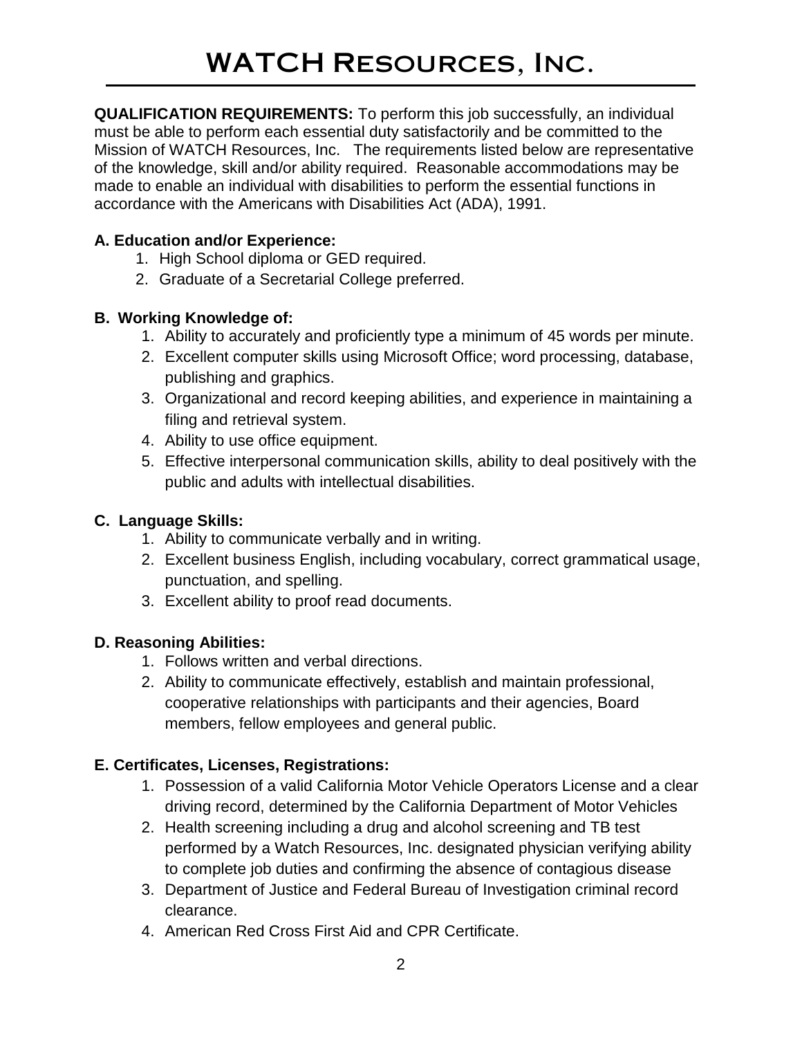# WATCH Resources, Inc.

**QUALIFICATION REQUIREMENTS:** To perform this job successfully, an individual must be able to perform each essential duty satisfactorily and be committed to the Mission of WATCH Resources, Inc. The requirements listed below are representative of the knowledge, skill and/or ability required. Reasonable accommodations may be made to enable an individual with disabilities to perform the essential functions in accordance with the Americans with Disabilities Act (ADA), 1991.

**A. Education and/or Experience:**

1. High School diploma or GED required.
2. Graduate of a Secretarial College preferred.

**B. Working Knowledge of:**

1. Ability to accurately and proficiently type a minimum of 45 words per minute.
2. Excellent computer skills using Microsoft Office; word processing, database, publishing and graphics.
3. Organizational and record keeping abilities, and experience in maintaining a filing and retrieval system.
4. Ability to use office equipment.
5. Effective interpersonal communication skills, ability to deal positively with the public and adults with intellectual disabilities.

**C. Language Skills:**

1. Ability to communicate verbally and in writing.
2. Excellent business English, including vocabulary, correct grammatical usage, punctuation, and spelling.
3. Excellent ability to proof read documents.

**D. Reasoning Abilities:**

1. Follows written and verbal directions.
2. Ability to communicate effectively, establish and maintain professional, cooperative relationships with participants and their agencies, Board members, fellow employees and general public.

**E. Certificates, Licenses, Registrations:**

1. Possession of a valid California Motor Vehicle Operators License and a clear driving record, determined by the California Department of Motor Vehicles
2. Health screening including a drug and alcohol screening and TB test performed by a Watch Resources, Inc. designated physician verifying ability to complete job duties and confirming the absence of contagious disease
3. Department of Justice and Federal Bureau of Investigation criminal record clearance.
4. American Red Cross First Aid and CPR Certificate.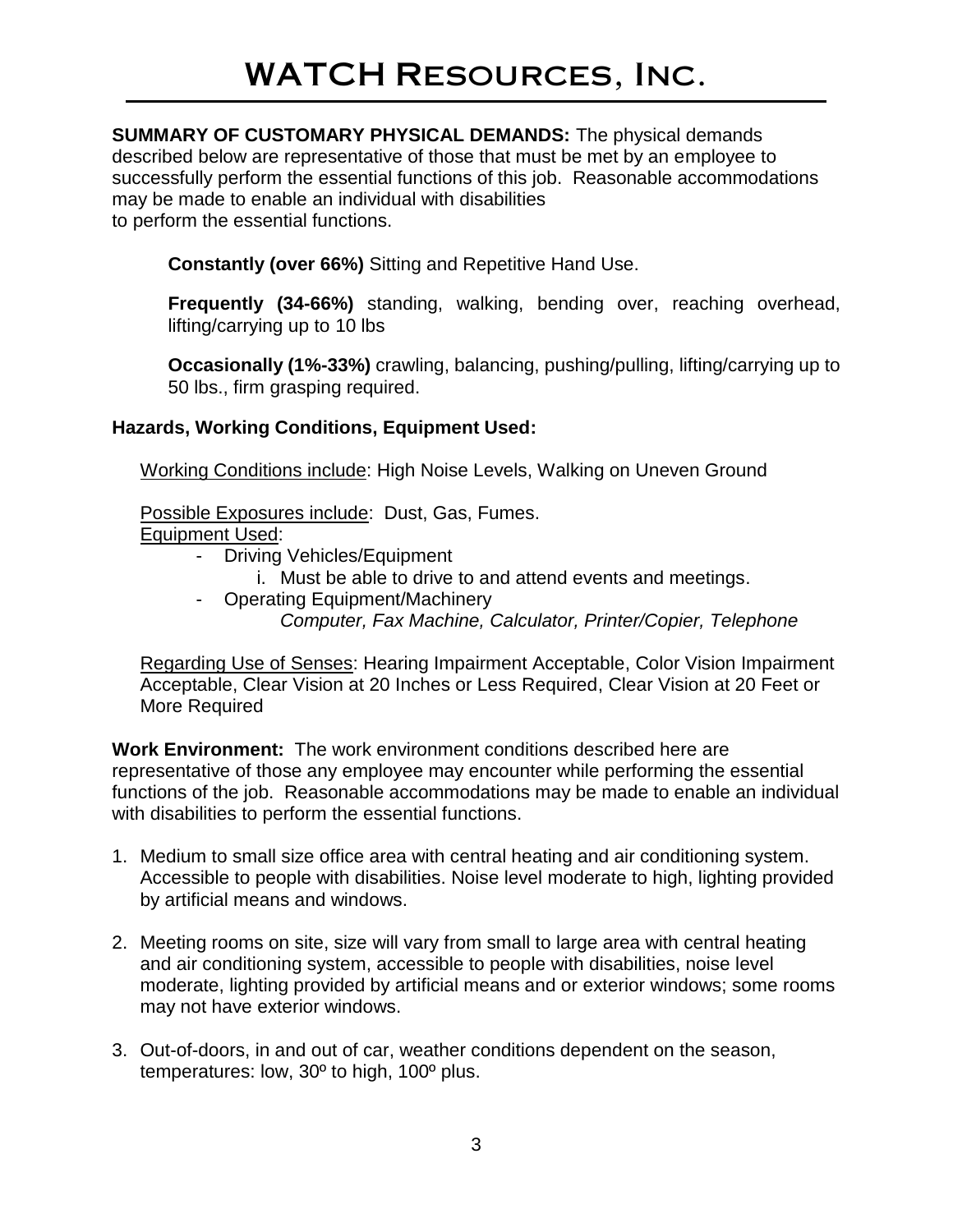# WATCH Resources, Inc.

**SUMMARY OF CUSTOMARY PHYSICAL DEMANDS:** The physical demands described below are representative of those that must be met by an employee to successfully perform the essential functions of this job. Reasonable accommodations may be made to enable an individual with disabilities to perform the essential functions.

> **Constantly (over 66%)** Sitting and Repetitive Hand Use.
>
> **Frequently (34-66%)** standing, walking, bending over, reaching overhead, lifting/carrying up to 10 lbs
>
> **Occasionally (1%-33%)** crawling, balancing, pushing/pulling, lifting/carrying up to 50 lbs., firm grasping required.

**Hazards, Working Conditions, Equipment Used:**

Working Conditions include: High Noise Levels, Walking on Uneven Ground

Possible Exposures include: Dust, Gas, Fumes.

Equipment Used:

- Driving Vehicles/Equipment
    i. Must be able to drive to and attend events and meetings.
- Operating Equipment/Machinery
    *Computer, Fax Machine, Calculator, Printer/Copier, Telephone*

Regarding Use of Senses: Hearing Impairment Acceptable, Color Vision Impairment Acceptable, Clear Vision at 20 Inches or Less Required, Clear Vision at 20 Feet or More Required

**Work Environment:** The work environment conditions described here are representative of those any employee may encounter while performing the essential functions of the job. Reasonable accommodations may be made to enable an individual with disabilities to perform the essential functions.

1. Medium to small size office area with central heating and air conditioning system. Accessible to people with disabilities. Noise level moderate to high, lighting provided by artificial means and windows.
2. Meeting rooms on site, size will vary from small to large area with central heating and air conditioning system, accessible to people with disabilities, noise level moderate, lighting provided by artificial means and or exterior windows; some rooms may not have exterior windows.
3. Out-of-doors, in and out of car, weather conditions dependent on the season, temperatures: low, 30º to high, 100º plus.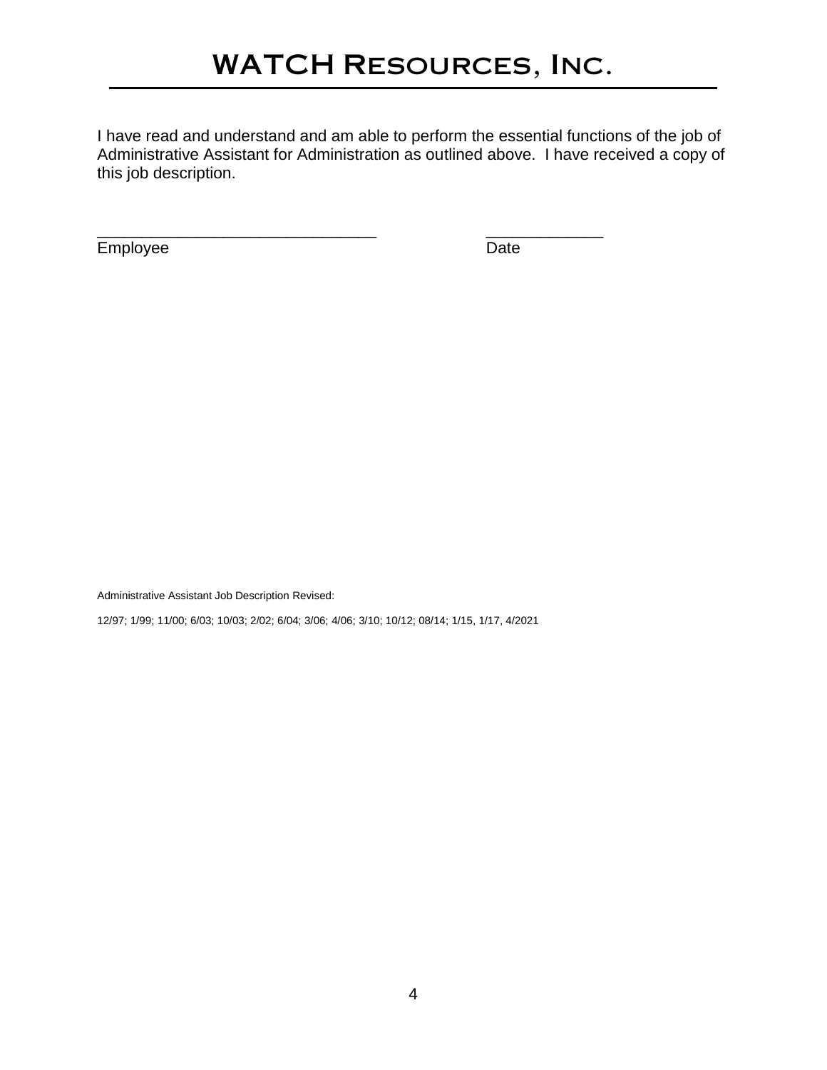I have read and understand and am able to perform the essential functions of the job of Administrative Assistant for Administration as outlined above. I have received a copy of this job description.

_______________________________ _____________
Employee Date

Administrative Assistant Job Description Revised:

12/97; 1/99; 11/00; 6/03; 10/03; 2/02; 6/04; 3/06; 4/06; 3/10; 10/12; 08/14; 1/15, 1/17, 4/2021